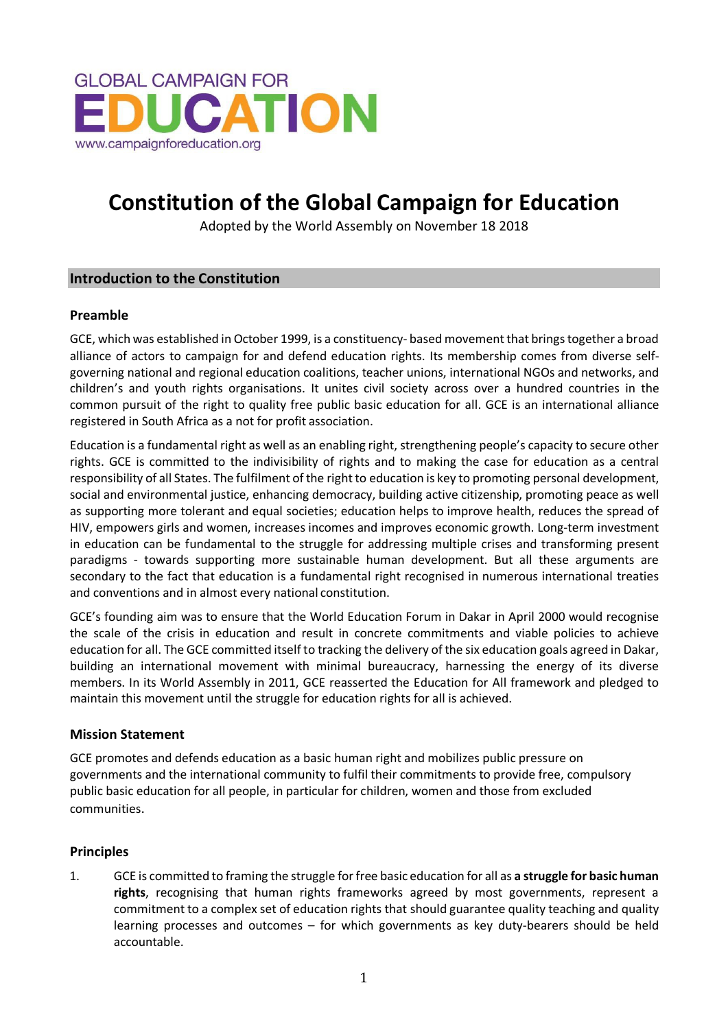GLOBAL CAMPAIGN FOR
EDUCATION
www.campaignforeducation.org

# Constitution of the Global Campaign for Education

Adopted by the World Assembly on November 18 2018

## Introduction to the Constitution

### Preamble

GCE, which was established in October 1999, is a constituency- based movement that brings together a broad alliance of actors to campaign for and defend education rights. Its membership comes from diverse self-governing national and regional education coalitions, teacher unions, international NGOs and networks, and children's and youth rights organisations. It unites civil society across over a hundred countries in the common pursuit of the right to quality free public basic education for all. GCE is an international alliance registered in South Africa as a not for profit association.

Education is a fundamental right as well as an enabling right, strengthening people's capacity to secure other rights. GCE is committed to the indivisibility of rights and to making the case for education as a central responsibility of all States. The fulfilment of the right to education is key to promoting personal development, social and environmental justice, enhancing democracy, building active citizenship, promoting peace as well as supporting more tolerant and equal societies; education helps to improve health, reduces the spread of HIV, empowers girls and women, increases incomes and improves economic growth. Long-term investment in education can be fundamental to the struggle for addressing multiple crises and transforming present paradigms - towards supporting more sustainable human development. But all these arguments are secondary to the fact that education is a fundamental right recognised in numerous international treaties and conventions and in almost every national constitution.

GCE's founding aim was to ensure that the World Education Forum in Dakar in April 2000 would recognise the scale of the crisis in education and result in concrete commitments and viable policies to achieve education for all. The GCE committed itself to tracking the delivery of the six education goals agreed in Dakar, building an international movement with minimal bureaucracy, harnessing the energy of its diverse members. In its World Assembly in 2011, GCE reasserted the Education for All framework and pledged to maintain this movement until the struggle for education rights for all is achieved.

### Mission Statement

GCE promotes and defends education as a basic human right and mobilizes public pressure on governments and the international community to fulfil their commitments to provide free, compulsory public basic education for all people, in particular for children, women and those from excluded communities.

### Principles

1. GCE is committed to framing the struggle for free basic education for all as **a struggle for basic human rights**, recognising that human rights frameworks agreed by most governments, represent a commitment to a complex set of education rights that should guarantee quality teaching and quality learning processes and outcomes – for which governments as key duty-bearers should be held accountable.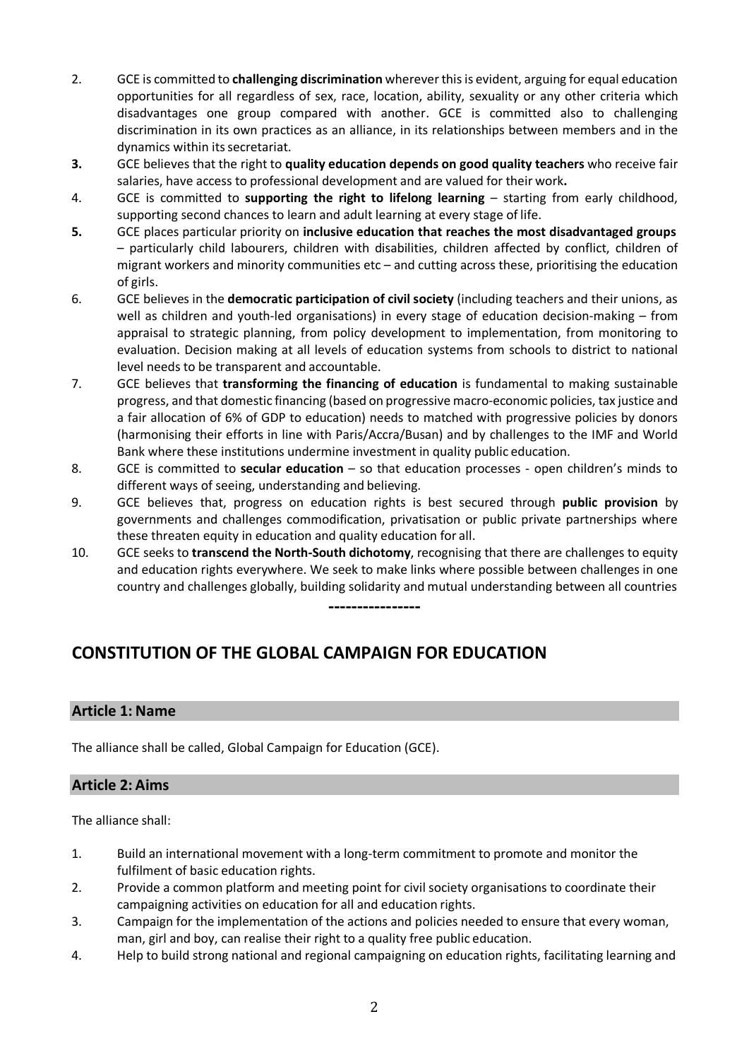2. GCE is committed to **challenging discrimination** wherever this is evident, arguing for equal education opportunities for all regardless of sex, race, location, ability, sexuality or any other criteria which disadvantages one group compared with another. GCE is committed also to challenging discrimination in its own practices as an alliance, in its relationships between members and in the dynamics within its secretariat.
3. GCE believes that the right to **quality education depends on good quality teachers** who receive fair salaries, have access to professional development and are valued for their work**.**
4. GCE is committed to **supporting the right to lifelong learning** – starting from early childhood, supporting second chances to learn and adult learning at every stage of life.
5. GCE places particular priority on **inclusive education that reaches the most disadvantaged groups** – particularly child labourers, children with disabilities, children affected by conflict, children of migrant workers and minority communities etc – and cutting across these, prioritising the education of girls.
6. GCE believes in the **democratic participation of civil society** (including teachers and their unions, as well as children and youth-led organisations) in every stage of education decision-making – from appraisal to strategic planning, from policy development to implementation, from monitoring to evaluation. Decision making at all levels of education systems from schools to district to national level needs to be transparent and accountable.
7. GCE believes that **transforming the financing of education** is fundamental to making sustainable progress, and that domestic financing (based on progressive macro-economic policies, tax justice and a fair allocation of 6% of GDP to education) needs to matched with progressive policies by donors (harmonising their efforts in line with Paris/Accra/Busan) and by challenges to the IMF and World Bank where these institutions undermine investment in quality public education.
8. GCE is committed to **secular education** – so that education processes - open children's minds to different ways of seeing, understanding and believing.
9. GCE believes that, progress on education rights is best secured through **public provision** by governments and challenges commodification, privatisation or public private partnerships where these threaten equity in education and quality education for all.
10. GCE seeks to **transcend the North-South dichotomy**, recognising that there are challenges to equity and education rights everywhere. We seek to make links where possible between challenges in one country and challenges globally, building solidarity and mutual understanding between all countries

----------------

# CONSTITUTION OF THE GLOBAL CAMPAIGN FOR EDUCATION

## Article 1: Name

The alliance shall be called, Global Campaign for Education (GCE).

## Article 2: Aims

The alliance shall:

1. Build an international movement with a long-term commitment to promote and monitor the fulfilment of basic education rights.
2. Provide a common platform and meeting point for civil society organisations to coordinate their campaigning activities on education for all and education rights.
3. Campaign for the implementation of the actions and policies needed to ensure that every woman, man, girl and boy, can realise their right to a quality free public education.
4. Help to build strong national and regional campaigning on education rights, facilitating learning and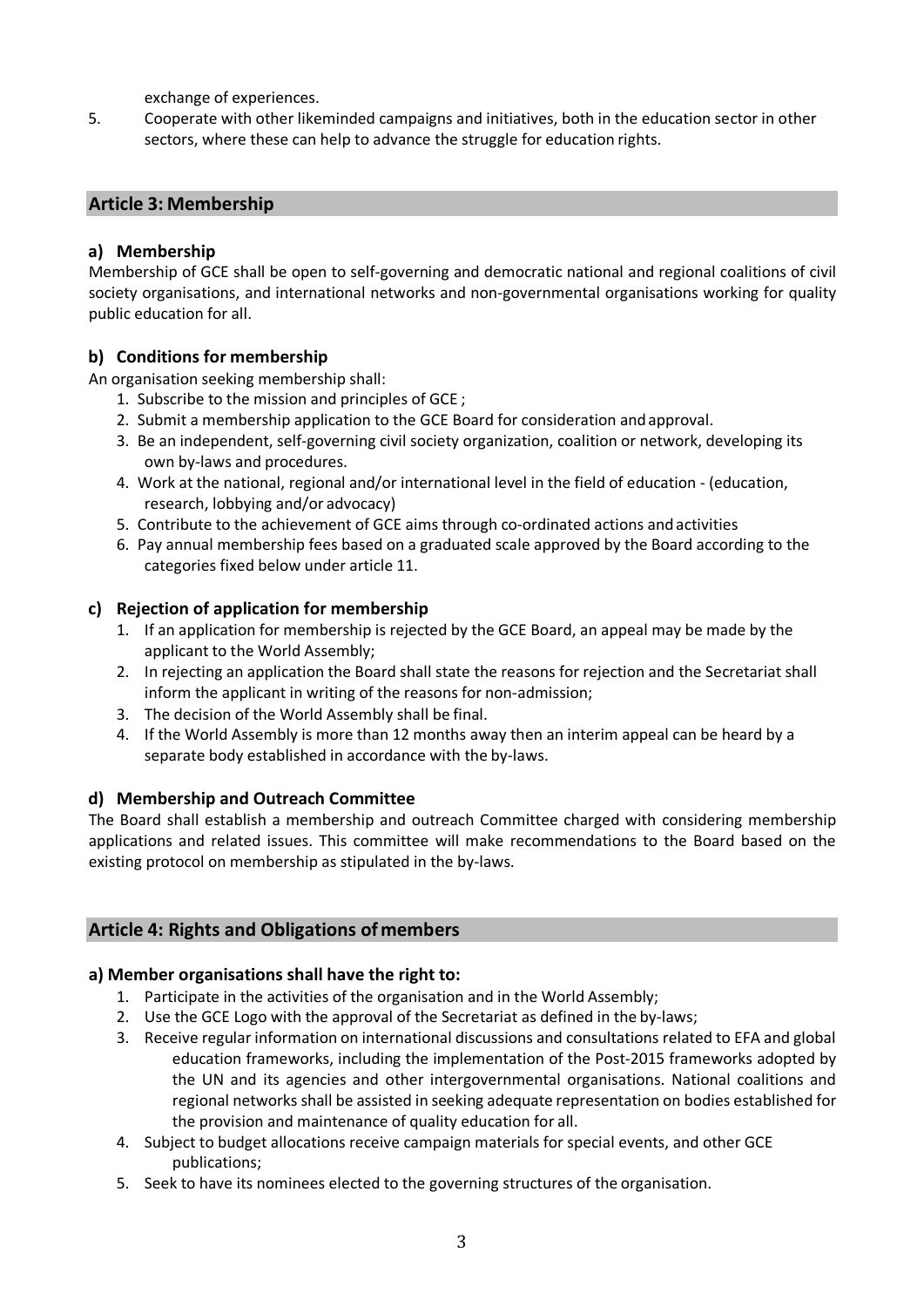exchange of experiences.

5. Cooperate with other likeminded campaigns and initiatives, both in the education sector in other sectors, where these can help to advance the struggle for education rights.

## Article 3: Membership

### a) Membership

Membership of GCE shall be open to self-governing and democratic national and regional coalitions of civil society organisations, and international networks and non-governmental organisations working for quality public education for all.

### b) Conditions for membership

An organisation seeking membership shall:

1. Subscribe to the mission and principles of GCE ;
2. Submit a membership application to the GCE Board for consideration and approval.
3. Be an independent, self-governing civil society organization, coalition or network, developing its own by-laws and procedures.
4. Work at the national, regional and/or international level in the field of education - (education, research, lobbying and/or advocacy)
5. Contribute to the achievement of GCE aims through co-ordinated actions and activities
6. Pay annual membership fees based on a graduated scale approved by the Board according to the categories fixed below under article 11.

### c) Rejection of application for membership

1. If an application for membership is rejected by the GCE Board, an appeal may be made by the applicant to the World Assembly;
2. In rejecting an application the Board shall state the reasons for rejection and the Secretariat shall inform the applicant in writing of the reasons for non-admission;
3. The decision of the World Assembly shall be final.
4. If the World Assembly is more than 12 months away then an interim appeal can be heard by a separate body established in accordance with the by-laws.

### d) Membership and Outreach Committee

The Board shall establish a membership and outreach Committee charged with considering membership applications and related issues. This committee will make recommendations to the Board based on the existing protocol on membership as stipulated in the by-laws.

## Article 4: Rights and Obligations of members

### a) Member organisations shall have the right to:

1. Participate in the activities of the organisation and in the World Assembly;
2. Use the GCE Logo with the approval of the Secretariat as defined in the by-laws;
3. Receive regular information on international discussions and consultations related to EFA and global education frameworks, including the implementation of the Post-2015 frameworks adopted by the UN and its agencies and other intergovernmental organisations. National coalitions and regional networks shall be assisted in seeking adequate representation on bodies established for the provision and maintenance of quality education for all.
4. Subject to budget allocations receive campaign materials for special events, and other GCE publications;
5. Seek to have its nominees elected to the governing structures of the organisation.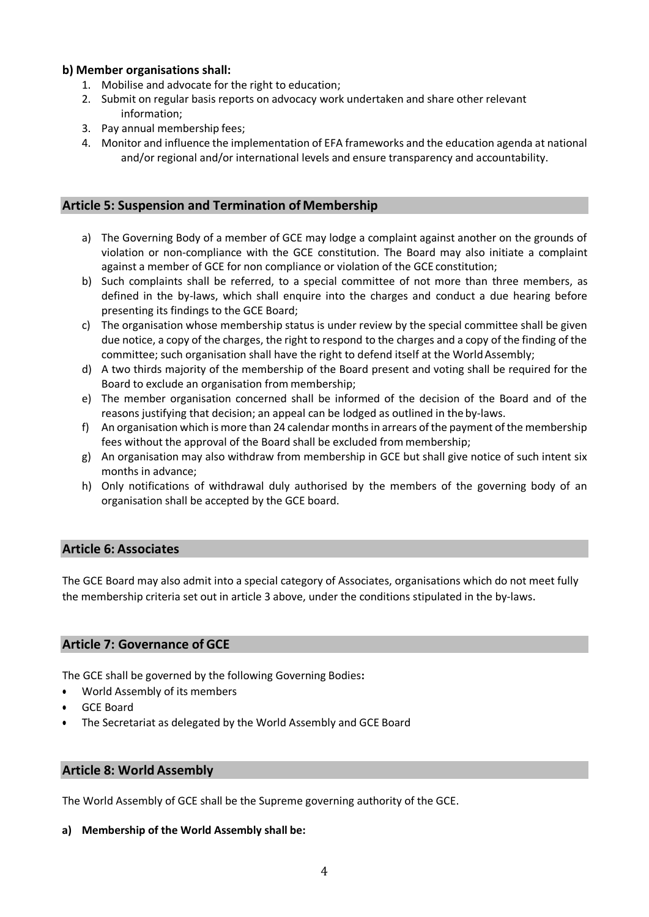**b) Member organisations shall:**

1. Mobilise and advocate for the right to education;
2. Submit on regular basis reports on advocacy work undertaken and share other relevant information;
3. Pay annual membership fees;
4. Monitor and influence the implementation of EFA frameworks and the education agenda at national and/or regional and/or international levels and ensure transparency and accountability.

## Article 5: Suspension and Termination of Membership

a) The Governing Body of a member of GCE may lodge a complaint against another on the grounds of violation or non-compliance with the GCE constitution. The Board may also initiate a complaint against a member of GCE for non compliance or violation of the GCE constitution;

b) Such complaints shall be referred, to a special committee of not more than three members, as defined in the by-laws, which shall enquire into the charges and conduct a due hearing before presenting its findings to the GCE Board;

c) The organisation whose membership status is under review by the special committee shall be given due notice, a copy of the charges, the right to respond to the charges and a copy of the finding of the committee; such organisation shall have the right to defend itself at the World Assembly;

d) A two thirds majority of the membership of the Board present and voting shall be required for the Board to exclude an organisation from membership;

e) The member organisation concerned shall be informed of the decision of the Board and of the reasons justifying that decision; an appeal can be lodged as outlined in the by-laws.

f) An organisation which is more than 24 calendar months in arrears of the payment of the membership fees without the approval of the Board shall be excluded from membership;

g) An organisation may also withdraw from membership in GCE but shall give notice of such intent six months in advance;

h) Only notifications of withdrawal duly authorised by the members of the governing body of an organisation shall be accepted by the GCE board.

## Article 6: Associates

The GCE Board may also admit into a special category of Associates, organisations which do not meet fully the membership criteria set out in article 3 above, under the conditions stipulated in the by-laws.

## Article 7: Governance of GCE

The GCE shall be governed by the following Governing Bodies**:**

- World Assembly of its members
- GCE Board
- The Secretariat as delegated by the World Assembly and GCE Board

## Article 8: World Assembly

The World Assembly of GCE shall be the Supreme governing authority of the GCE.

**a) Membership of the World Assembly shall be:**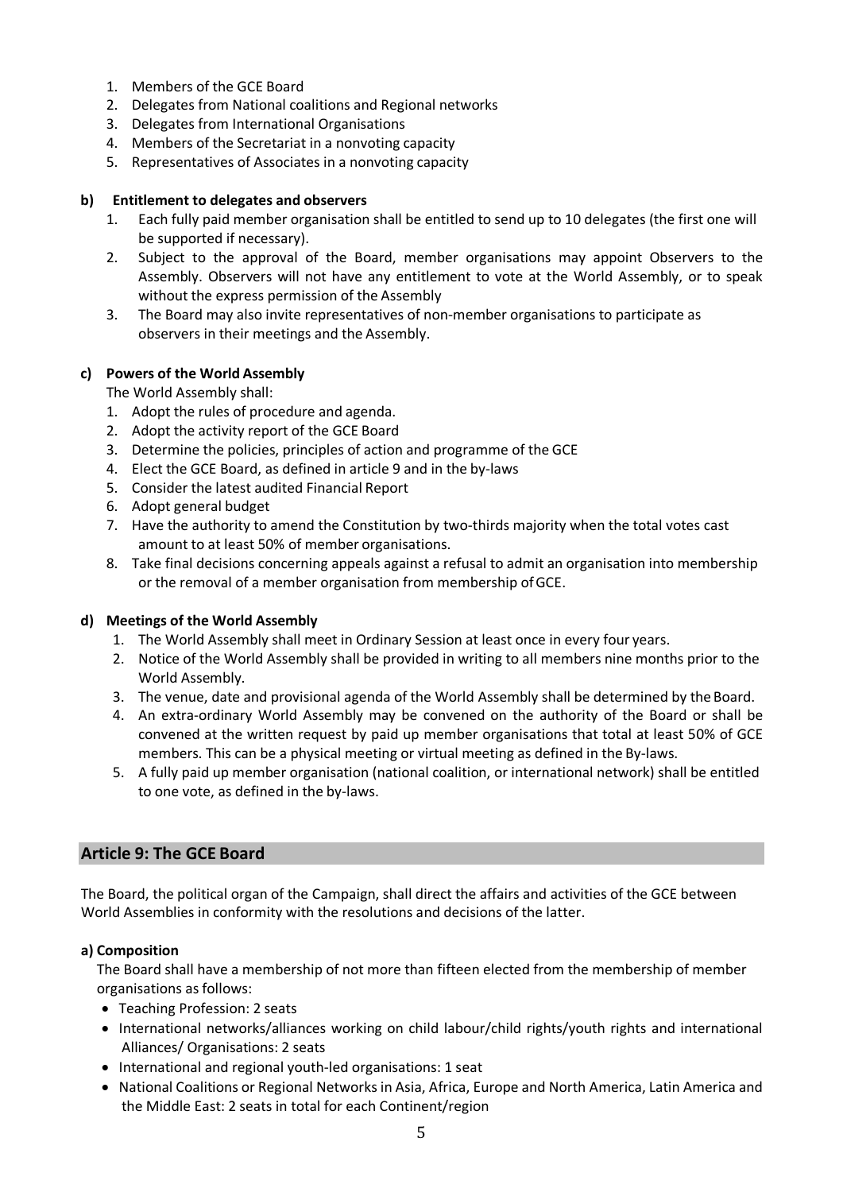1. Members of the GCE Board
2. Delegates from National coalitions and Regional networks
3. Delegates from International Organisations
4. Members of the Secretariat in a nonvoting capacity
5. Representatives of Associates in a nonvoting capacity

**b) Entitlement to delegates and observers**

1. Each fully paid member organisation shall be entitled to send up to 10 delegates (the first one will be supported if necessary).
2. Subject to the approval of the Board, member organisations may appoint Observers to the Assembly. Observers will not have any entitlement to vote at the World Assembly, or to speak without the express permission of the Assembly
3. The Board may also invite representatives of non-member organisations to participate as observers in their meetings and the Assembly.

**c) Powers of the World Assembly**

The World Assembly shall:

1. Adopt the rules of procedure and agenda.
2. Adopt the activity report of the GCE Board
3. Determine the policies, principles of action and programme of the GCE
4. Elect the GCE Board, as defined in article 9 and in the by-laws
5. Consider the latest audited Financial Report
6. Adopt general budget
7. Have the authority to amend the Constitution by two-thirds majority when the total votes cast amount to at least 50% of member organisations.
8. Take final decisions concerning appeals against a refusal to admit an organisation into membership or the removal of a member organisation from membership of GCE.

**d) Meetings of the World Assembly**

1. The World Assembly shall meet in Ordinary Session at least once in every four years.
2. Notice of the World Assembly shall be provided in writing to all members nine months prior to the World Assembly.
3. The venue, date and provisional agenda of the World Assembly shall be determined by the Board.
4. An extra-ordinary World Assembly may be convened on the authority of the Board or shall be convened at the written request by paid up member organisations that total at least 50% of GCE members. This can be a physical meeting or virtual meeting as defined in the By-laws.
5. A fully paid up member organisation (national coalition, or international network) shall be entitled to one vote, as defined in the by-laws.

## Article 9: The GCE Board

The Board, the political organ of the Campaign, shall direct the affairs and activities of the GCE between World Assemblies in conformity with the resolutions and decisions of the latter.

**a) Composition**

The Board shall have a membership of not more than fifteen elected from the membership of member organisations as follows:

- Teaching Profession: 2 seats
- International networks/alliances working on child labour/child rights/youth rights and international Alliances/ Organisations: 2 seats
- International and regional youth-led organisations: 1 seat
- National Coalitions or Regional Networks in Asia, Africa, Europe and North America, Latin America and the Middle East: 2 seats in total for each Continent/region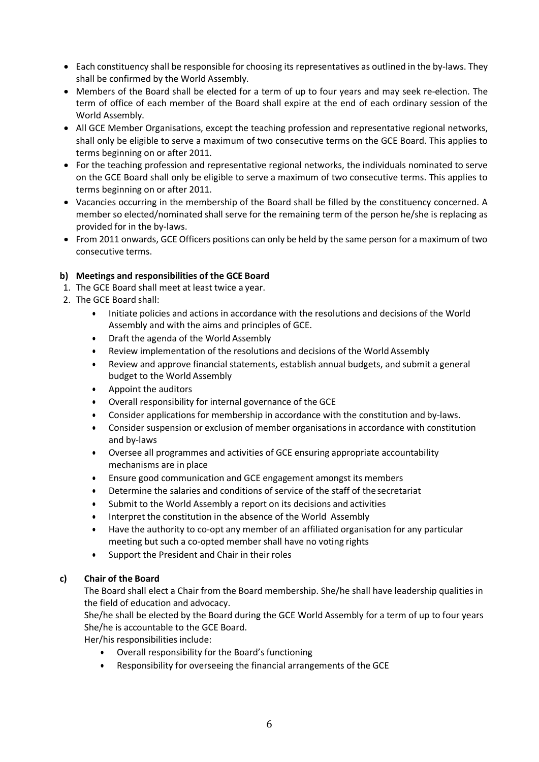- Each constituency shall be responsible for choosing its representatives as outlined in the by-laws. They shall be confirmed by the World Assembly.
- Members of the Board shall be elected for a term of up to four years and may seek re-election. The term of office of each member of the Board shall expire at the end of each ordinary session of the World Assembly.
- All GCE Member Organisations, except the teaching profession and representative regional networks, shall only be eligible to serve a maximum of two consecutive terms on the GCE Board. This applies to terms beginning on or after 2011.
- For the teaching profession and representative regional networks, the individuals nominated to serve on the GCE Board shall only be eligible to serve a maximum of two consecutive terms. This applies to terms beginning on or after 2011.
- Vacancies occurring in the membership of the Board shall be filled by the constituency concerned. A member so elected/nominated shall serve for the remaining term of the person he/she is replacing as provided for in the by-laws.
- From 2011 onwards, GCE Officers positions can only be held by the same person for a maximum of two consecutive terms.

**b) Meetings and responsibilities of the GCE Board**

1. The GCE Board shall meet at least twice a year.
2. The GCE Board shall:
   - Initiate policies and actions in accordance with the resolutions and decisions of the World Assembly and with the aims and principles of GCE.
   - Draft the agenda of the World Assembly
   - Review implementation of the resolutions and decisions of the World Assembly
   - Review and approve financial statements, establish annual budgets, and submit a general budget to the World Assembly
   - Appoint the auditors
   - Overall responsibility for internal governance of the GCE
   - Consider applications for membership in accordance with the constitution and by-laws.
   - Consider suspension or exclusion of member organisations in accordance with constitution and by-laws
   - Oversee all programmes and activities of GCE ensuring appropriate accountability mechanisms are in place
   - Ensure good communication and GCE engagement amongst its members
   - Determine the salaries and conditions of service of the staff of the secretariat
   - Submit to the World Assembly a report on its decisions and activities
   - Interpret the constitution in the absence of the World Assembly
   - Have the authority to co-opt any member of an affiliated organisation for any particular meeting but such a co-opted member shall have no voting rights
   - Support the President and Chair in their roles

**c) Chair of the Board**

The Board shall elect a Chair from the Board membership. She/he shall have leadership qualities in the field of education and advocacy.

She/he shall be elected by the Board during the GCE World Assembly for a term of up to four years She/he is accountable to the GCE Board.

Her/his responsibilities include:

- Overall responsibility for the Board's functioning
- Responsibility for overseeing the financial arrangements of the GCE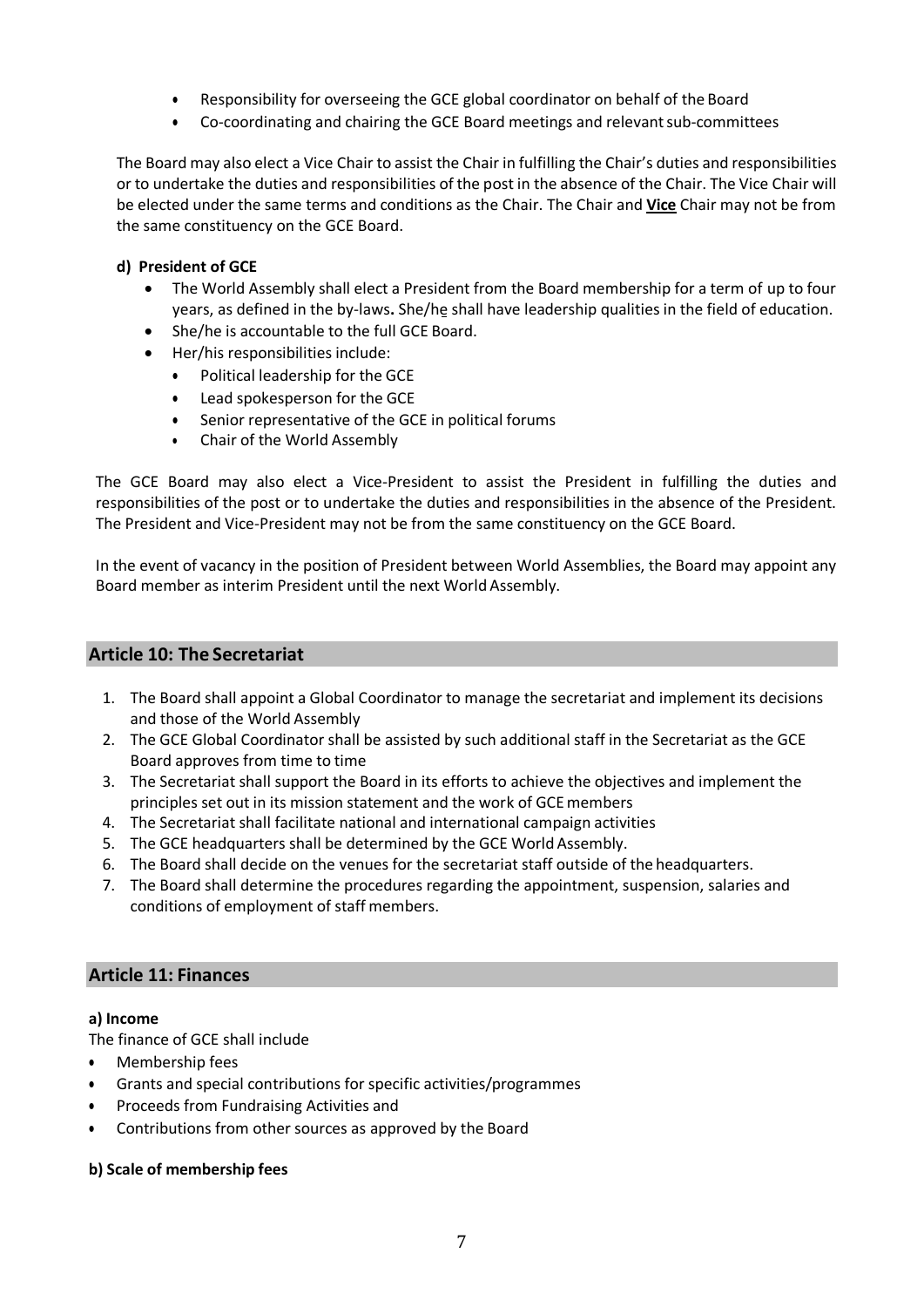- Responsibility for overseeing the GCE global coordinator on behalf of the Board
- Co-coordinating and chairing the GCE Board meetings and relevant sub-committees

The Board may also elect a Vice Chair to assist the Chair in fulfilling the Chair's duties and responsibilities or to undertake the duties and responsibilities of the post in the absence of the Chair. The Vice Chair will be elected under the same terms and conditions as the Chair. The Chair and **Vice** Chair may not be from the same constituency on the GCE Board.

**d) President of GCE**

- The World Assembly shall elect a President from the Board membership for a term of up to four years, as defined in the by-laws**.** She/he shall have leadership qualities in the field of education.
- She/he is accountable to the full GCE Board.
- Her/his responsibilities include:
  - Political leadership for the GCE
  - Lead spokesperson for the GCE
  - Senior representative of the GCE in political forums
  - Chair of the World Assembly

The GCE Board may also elect a Vice-President to assist the President in fulfilling the duties and responsibilities of the post or to undertake the duties and responsibilities in the absence of the President. The President and Vice-President may not be from the same constituency on the GCE Board.

In the event of vacancy in the position of President between World Assemblies, the Board may appoint any Board member as interim President until the next World Assembly.

## Article 10: The Secretariat

1. The Board shall appoint a Global Coordinator to manage the secretariat and implement its decisions and those of the World Assembly
2. The GCE Global Coordinator shall be assisted by such additional staff in the Secretariat as the GCE Board approves from time to time
3. The Secretariat shall support the Board in its efforts to achieve the objectives and implement the principles set out in its mission statement and the work of GCE members
4. The Secretariat shall facilitate national and international campaign activities
5. The GCE headquarters shall be determined by the GCE World Assembly.
6. The Board shall decide on the venues for the secretariat staff outside of the headquarters.
7. The Board shall determine the procedures regarding the appointment, suspension, salaries and conditions of employment of staff members.

## Article 11: Finances

**a) Income**

The finance of GCE shall include

- Membership fees
- Grants and special contributions for specific activities/programmes
- Proceeds from Fundraising Activities and
- Contributions from other sources as approved by the Board

**b) Scale of membership fees**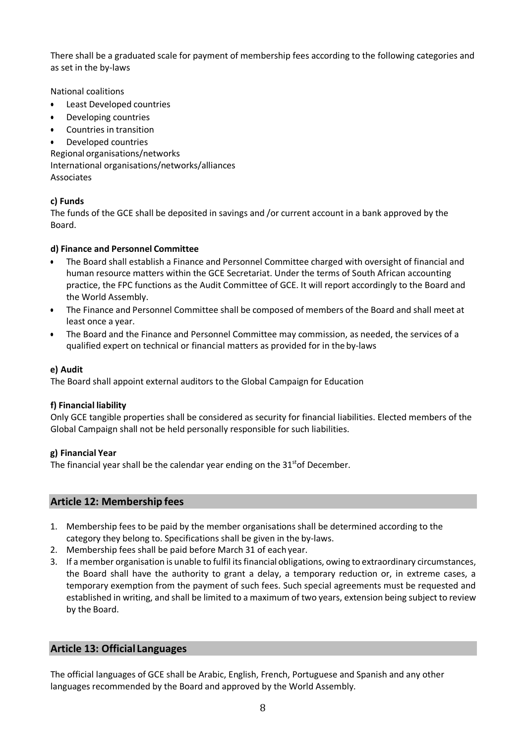There shall be a graduated scale for payment of membership fees according to the following categories and as set in the by-laws

National coalitions

- Least Developed countries
- Developing countries
- Countries in transition
- Developed countries

Regional organisations/networks
International organisations/networks/alliances
Associates

**c) Funds**

The funds of the GCE shall be deposited in savings and /or current account in a bank approved by the Board.

**d) Finance and Personnel Committee**

- The Board shall establish a Finance and Personnel Committee charged with oversight of financial and human resource matters within the GCE Secretariat. Under the terms of South African accounting practice, the FPC functions as the Audit Committee of GCE. It will report accordingly to the Board and the World Assembly.
- The Finance and Personnel Committee shall be composed of members of the Board and shall meet at least once a year.
- The Board and the Finance and Personnel Committee may commission, as needed, the services of a qualified expert on technical or financial matters as provided for in the by-laws

**e) Audit**

The Board shall appoint external auditors to the Global Campaign for Education

**f) Financial liability**

Only GCE tangible properties shall be considered as security for financial liabilities. Elected members of the Global Campaign shall not be held personally responsible for such liabilities.

**g) Financial Year**

The financial year shall be the calendar year ending on the 31st of December.

## Article 12: Membership fees

1. Membership fees to be paid by the member organisations shall be determined according to the category they belong to. Specifications shall be given in the by-laws.
2. Membership fees shall be paid before March 31 of each year.
3. If a member organisation is unable to fulfil its financial obligations, owing to extraordinary circumstances, the Board shall have the authority to grant a delay, a temporary reduction or, in extreme cases, a temporary exemption from the payment of such fees. Such special agreements must be requested and established in writing, and shall be limited to a maximum of two years, extension being subject to review by the Board.

## Article 13: Official Languages

The official languages of GCE shall be Arabic, English, French, Portuguese and Spanish and any other languages recommended by the Board and approved by the World Assembly.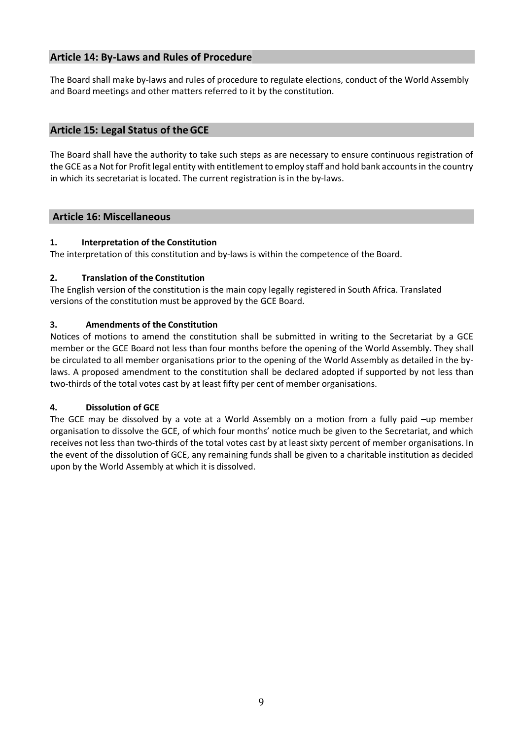## Article 14: By-Laws and Rules of Procedure

The Board shall make by-laws and rules of procedure to regulate elections, conduct of the World Assembly and Board meetings and other matters referred to it by the constitution.

## Article 15: Legal Status of the GCE

The Board shall have the authority to take such steps as are necessary to ensure continuous registration of the GCE as a Not for Profit legal entity with entitlement to employ staff and hold bank accounts in the country in which its secretariat is located. The current registration is in the by-laws.

## Article 16: Miscellaneous

**1. Interpretation of the Constitution**

The interpretation of this constitution and by-laws is within the competence of the Board.

**2. Translation of the Constitution**

The English version of the constitution is the main copy legally registered in South Africa. Translated versions of the constitution must be approved by the GCE Board.

**3. Amendments of the Constitution**

Notices of motions to amend the constitution shall be submitted in writing to the Secretariat by a GCE member or the GCE Board not less than four months before the opening of the World Assembly. They shall be circulated to all member organisations prior to the opening of the World Assembly as detailed in the by-laws. A proposed amendment to the constitution shall be declared adopted if supported by not less than two-thirds of the total votes cast by at least fifty per cent of member organisations.

**4. Dissolution of GCE**

The GCE may be dissolved by a vote at a World Assembly on a motion from a fully paid –up member organisation to dissolve the GCE, of which four months' notice much be given to the Secretariat, and which receives not less than two-thirds of the total votes cast by at least sixty percent of member organisations. In the event of the dissolution of GCE, any remaining funds shall be given to a charitable institution as decided upon by the World Assembly at which it is dissolved.